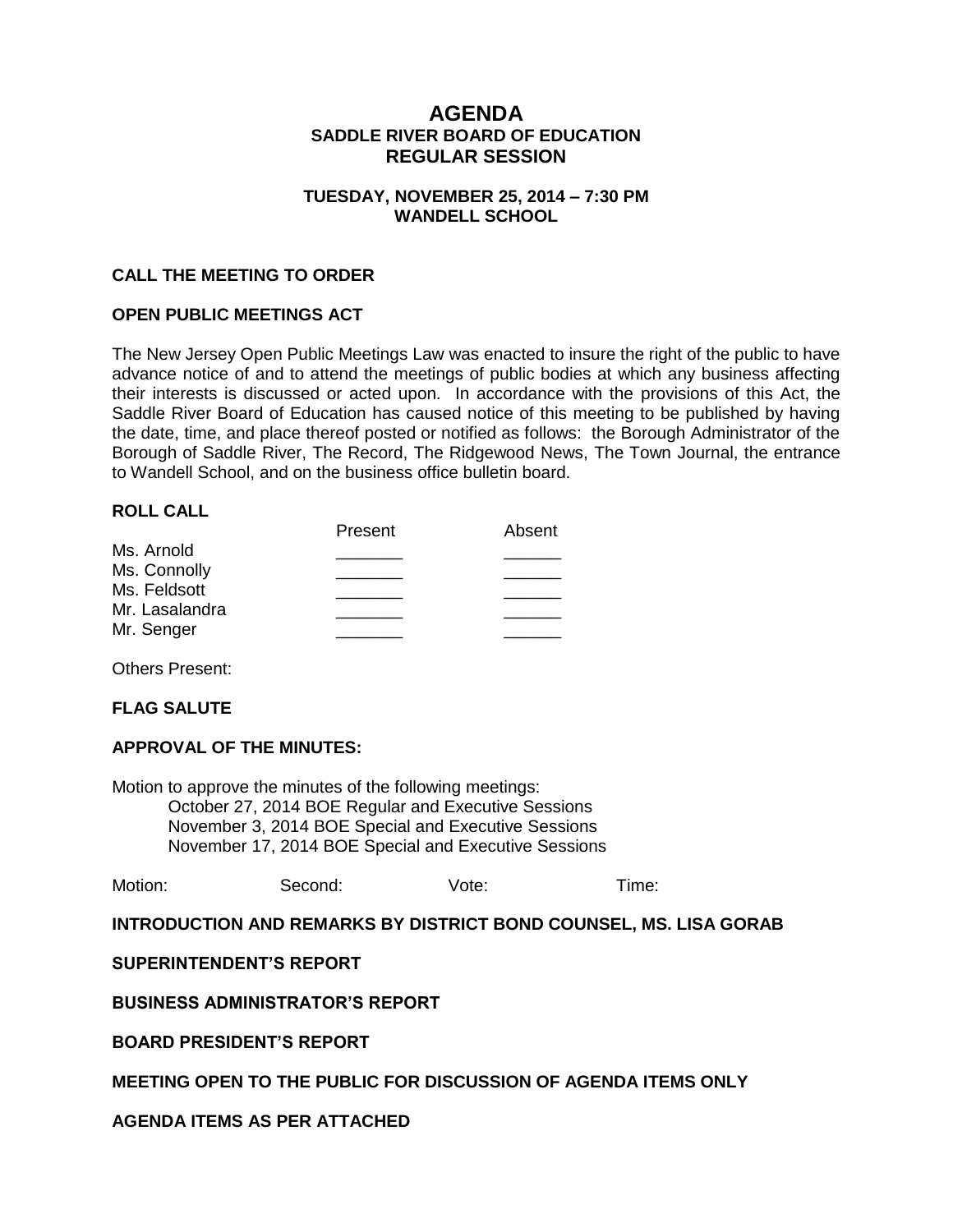# AGENDA
## SADDLE RIVER BOARD OF EDUCATION
## REGULAR SESSION

**TUESDAY, NOVEMBER 25, 2014 – 7:30 PM**
**WANDELL SCHOOL**

**CALL THE MEETING TO ORDER**

**OPEN PUBLIC MEETINGS ACT**

The New Jersey Open Public Meetings Law was enacted to insure the right of the public to have advance notice of and to attend the meetings of public bodies at which any business affecting their interests is discussed or acted upon. In accordance with the provisions of this Act, the Saddle River Board of Education has caused notice of this meeting to be published by having the date, time, and place thereof posted or notified as follows: the Borough Administrator of the Borough of Saddle River, The Record, The Ridgewood News, The Town Journal, the entrance to Wandell School, and on the business office bulletin board.

**ROLL CALL**

| | Present | Absent |
|---|---|---|
| Ms. Arnold | _______ | ______ |
| Ms. Connolly | _______ | ______ |
| Ms. Feldsott | _______ | ______ |
| Mr. Lasalandra | _______ | ______ |
| Mr. Senger | _______ | ______ |

Others Present:

**FLAG SALUTE**

**APPROVAL OF THE MINUTES:**

Motion to approve the minutes of the following meetings:
- October 27, 2014 BOE Regular and Executive Sessions
- November 3, 2014 BOE Special and Executive Sessions
- November 17, 2014 BOE Special and Executive Sessions

Motion: Second: Vote: Time:

**INTRODUCTION AND REMARKS BY DISTRICT BOND COUNSEL, MS. LISA GORAB**

**SUPERINTENDENT'S REPORT**

**BUSINESS ADMINISTRATOR'S REPORT**

**BOARD PRESIDENT'S REPORT**

**MEETING OPEN TO THE PUBLIC FOR DISCUSSION OF AGENDA ITEMS ONLY**

**AGENDA ITEMS AS PER ATTACHED**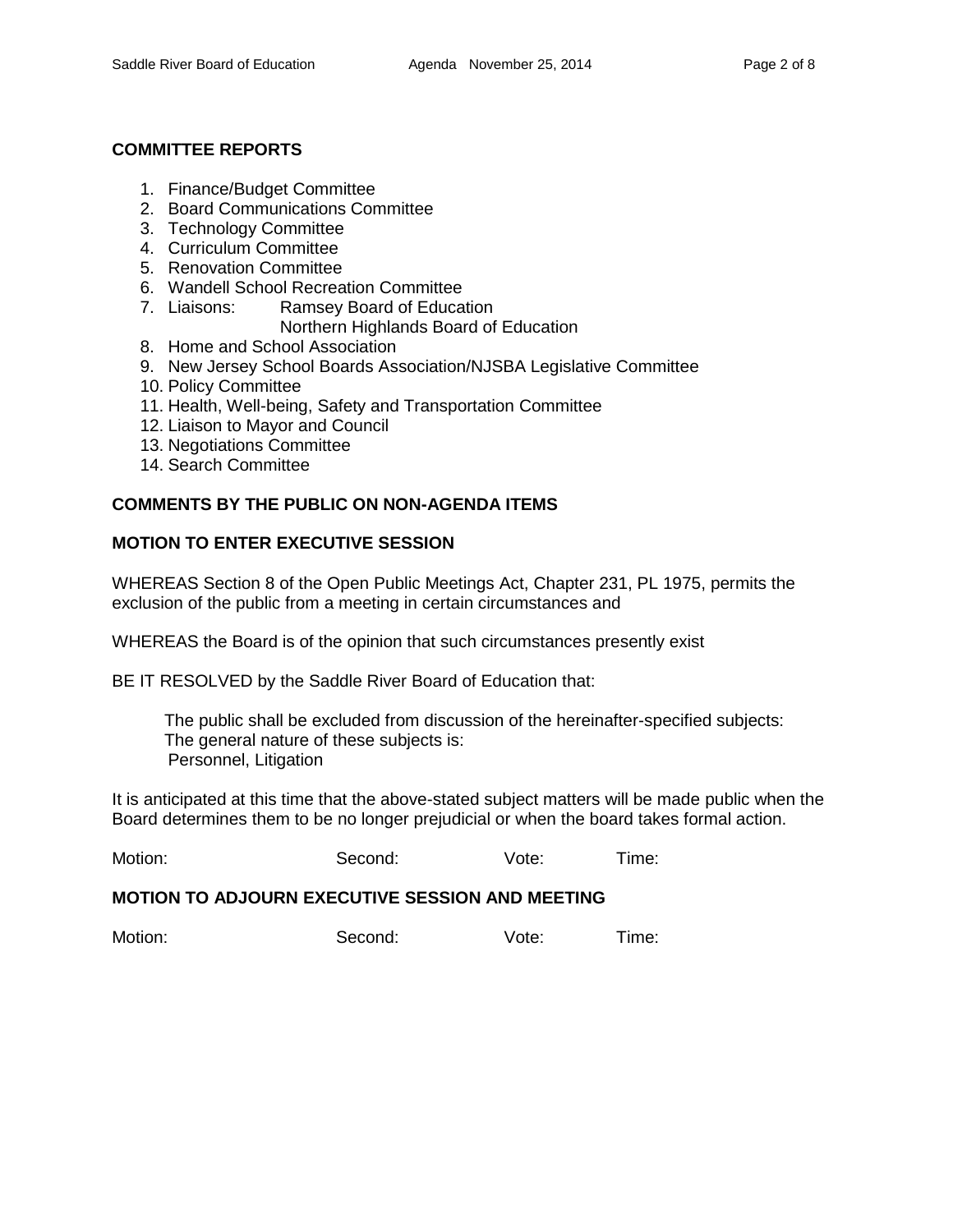## COMMITTEE REPORTS

1. Finance/Budget Committee
2. Board Communications Committee
3. Technology Committee
4. Curriculum Committee
5. Renovation Committee
6. Wandell School Recreation Committee
7. Liaisons: Ramsey Board of Education
   Northern Highlands Board of Education
8. Home and School Association
9. New Jersey School Boards Association/NJSBA Legislative Committee
10. Policy Committee
11. Health, Well-being, Safety and Transportation Committee
12. Liaison to Mayor and Council
13. Negotiations Committee
14. Search Committee

## COMMENTS BY THE PUBLIC ON NON-AGENDA ITEMS

## MOTION TO ENTER EXECUTIVE SESSION

WHEREAS Section 8 of the Open Public Meetings Act, Chapter 231, PL 1975, permits the exclusion of the public from a meeting in certain circumstances and

WHEREAS the Board is of the opinion that such circumstances presently exist

BE IT RESOLVED by the Saddle River Board of Education that:

> The public shall be excluded from discussion of the hereinafter-specified subjects:
> The general nature of these subjects is:
> Personnel, Litigation

It is anticipated at this time that the above-stated subject matters will be made public when the Board determines them to be no longer prejudicial or when the board takes formal action.

Motion: Second: Vote: Time:

## MOTION TO ADJOURN EXECUTIVE SESSION AND MEETING

Motion: Second: Vote: Time: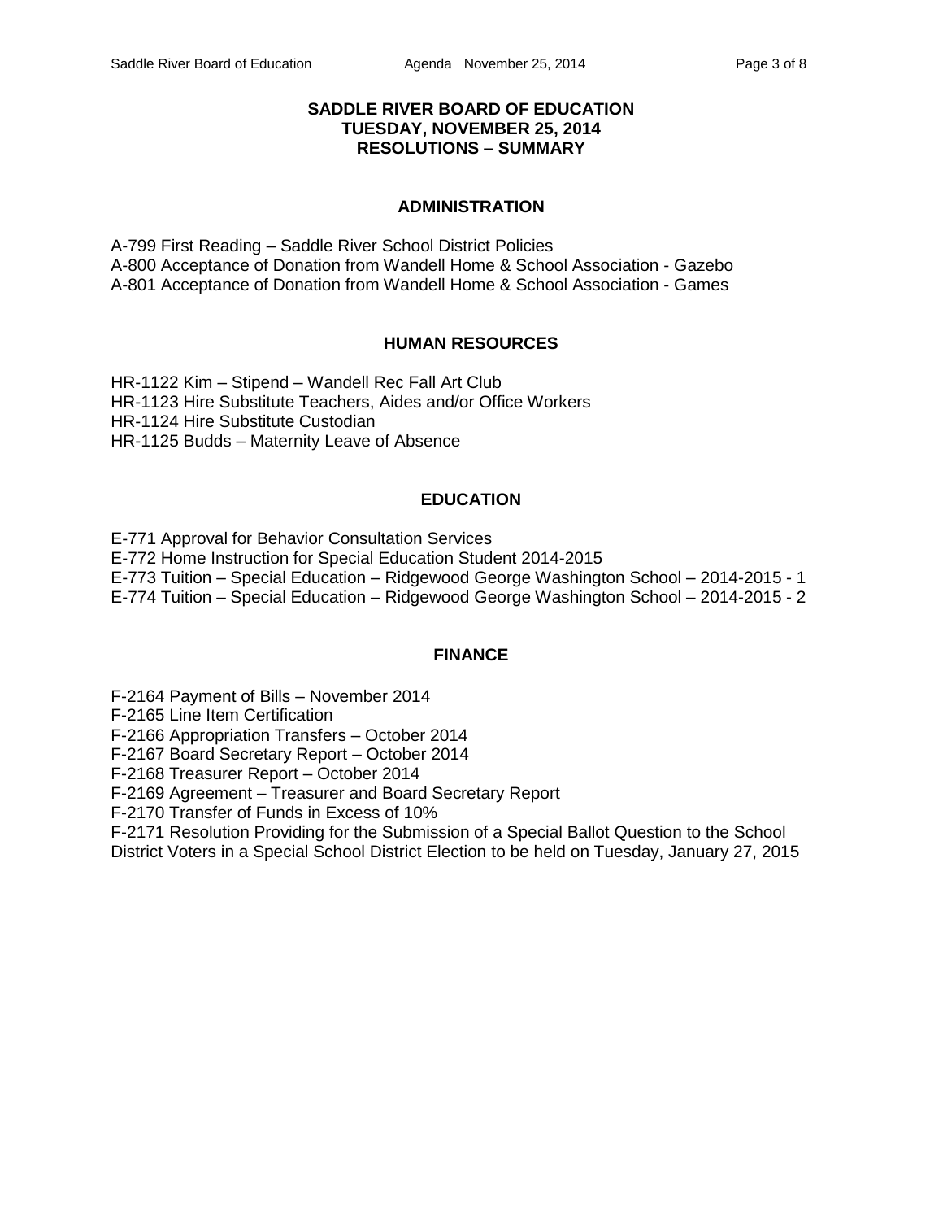# SADDLE RIVER BOARD OF EDUCATION
## TUESDAY, NOVEMBER 25, 2014
## RESOLUTIONS – SUMMARY

### ADMINISTRATION

A-799 First Reading – Saddle River School District Policies
A-800 Acceptance of Donation from Wandell Home & School Association - Gazebo
A-801 Acceptance of Donation from Wandell Home & School Association - Games

### HUMAN RESOURCES

HR-1122 Kim – Stipend – Wandell Rec Fall Art Club
HR-1123 Hire Substitute Teachers, Aides and/or Office Workers
HR-1124 Hire Substitute Custodian
HR-1125 Budds – Maternity Leave of Absence

### EDUCATION

E-771 Approval for Behavior Consultation Services
E-772 Home Instruction for Special Education Student 2014-2015
E-773 Tuition – Special Education – Ridgewood George Washington School – 2014-2015 - 1
E-774 Tuition – Special Education – Ridgewood George Washington School – 2014-2015 - 2

### FINANCE

F-2164 Payment of Bills – November 2014
F-2165 Line Item Certification
F-2166 Appropriation Transfers – October 2014
F-2167 Board Secretary Report – October 2014
F-2168 Treasurer Report – October 2014
F-2169 Agreement – Treasurer and Board Secretary Report
F-2170 Transfer of Funds in Excess of 10%
F-2171 Resolution Providing for the Submission of a Special Ballot Question to the School District Voters in a Special School District Election to be held on Tuesday, January 27, 2015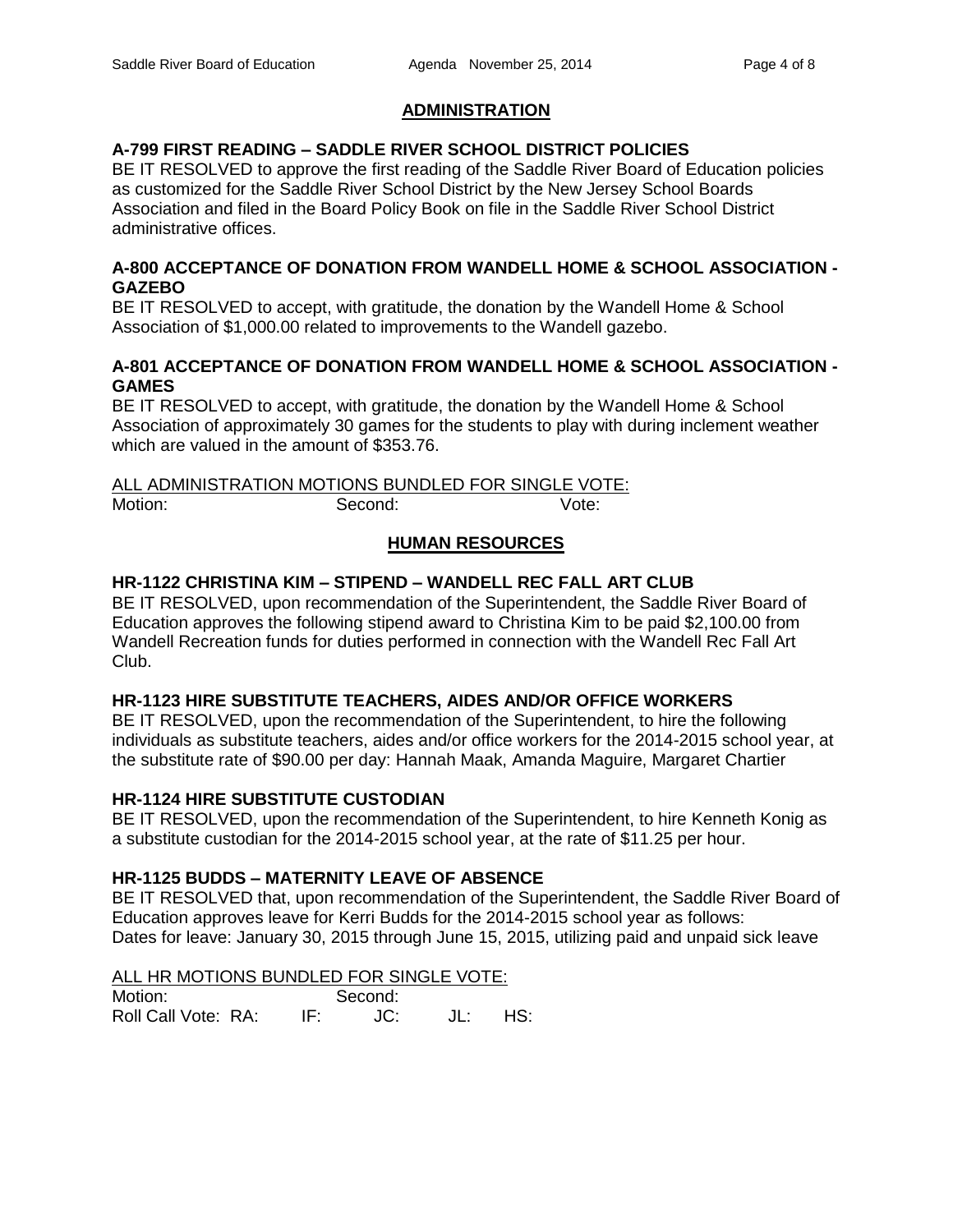## ADMINISTRATION

### A-799 FIRST READING – SADDLE RIVER SCHOOL DISTRICT POLICIES

BE IT RESOLVED to approve the first reading of the Saddle River Board of Education policies as customized for the Saddle River School District by the New Jersey School Boards Association and filed in the Board Policy Book on file in the Saddle River School District administrative offices.

### A-800 ACCEPTANCE OF DONATION FROM WANDELL HOME & SCHOOL ASSOCIATION - GAZEBO

BE IT RESOLVED to accept, with gratitude, the donation by the Wandell Home & School Association of $1,000.00 related to improvements to the Wandell gazebo.

### A-801 ACCEPTANCE OF DONATION FROM WANDELL HOME & SCHOOL ASSOCIATION - GAMES

BE IT RESOLVED to accept, with gratitude, the donation by the Wandell Home & School Association of approximately 30 games for the students to play with during inclement weather which are valued in the amount of $353.76.

ALL ADMINISTRATION MOTIONS BUNDLED FOR SINGLE VOTE:

Motion: Second: Vote:

## HUMAN RESOURCES

### HR-1122 CHRISTINA KIM – STIPEND – WANDELL REC FALL ART CLUB

BE IT RESOLVED, upon recommendation of the Superintendent, the Saddle River Board of Education approves the following stipend award to Christina Kim to be paid $2,100.00 from Wandell Recreation funds for duties performed in connection with the Wandell Rec Fall Art Club.

### HR-1123 HIRE SUBSTITUTE TEACHERS, AIDES AND/OR OFFICE WORKERS

BE IT RESOLVED, upon the recommendation of the Superintendent, to hire the following individuals as substitute teachers, aides and/or office workers for the 2014-2015 school year, at the substitute rate of $90.00 per day: Hannah Maak, Amanda Maguire, Margaret Chartier

### HR-1124 HIRE SUBSTITUTE CUSTODIAN

BE IT RESOLVED, upon the recommendation of the Superintendent, to hire Kenneth Konig as a substitute custodian for the 2014-2015 school year, at the rate of $11.25 per hour.

### HR-1125 BUDDS – MATERNITY LEAVE OF ABSENCE

BE IT RESOLVED that, upon recommendation of the Superintendent, the Saddle River Board of Education approves leave for Kerri Budds for the 2014-2015 school year as follows:
Dates for leave: January 30, 2015 through June 15, 2015, utilizing paid and unpaid sick leave

ALL HR MOTIONS BUNDLED FOR SINGLE VOTE:

Motion: Second:

Roll Call Vote: RA: IF: JC: JL: HS: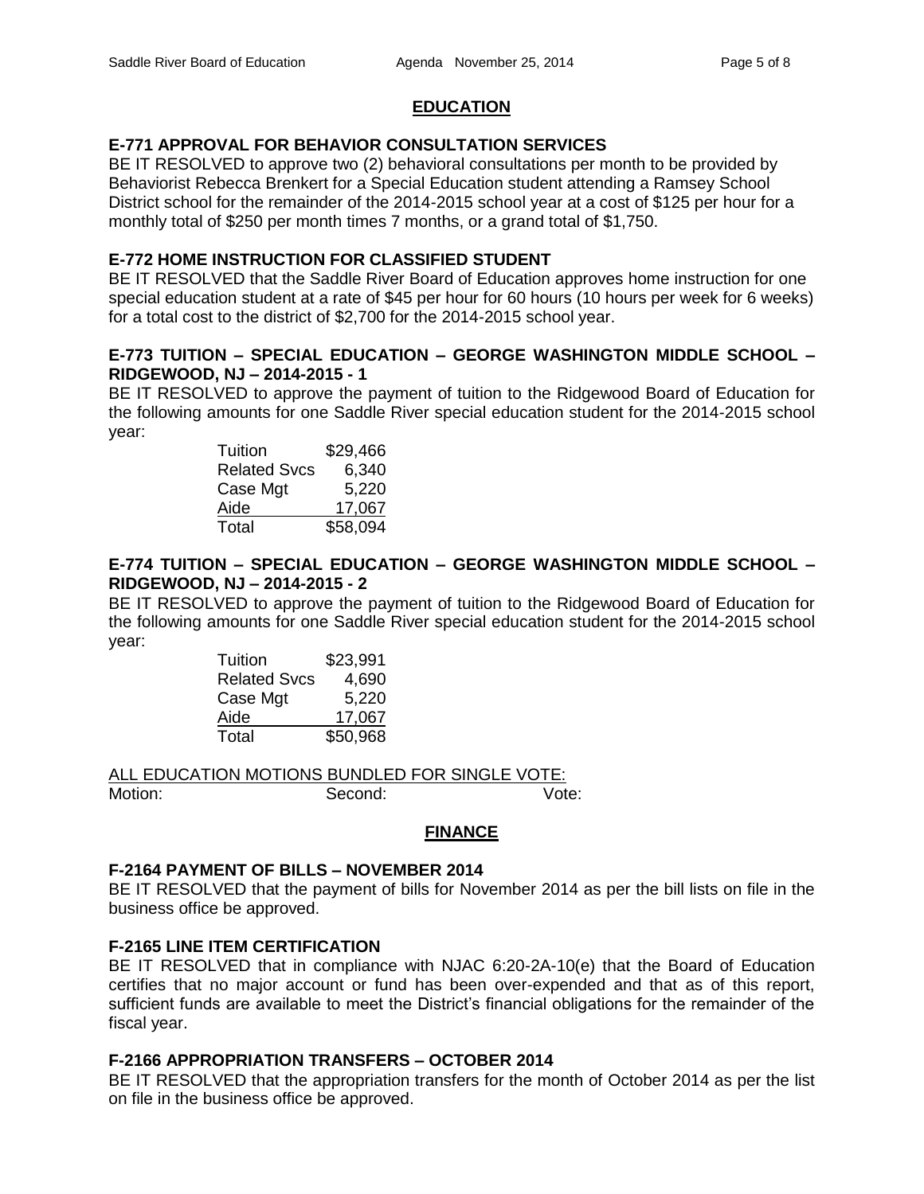## EDUCATION

### E-771 APPROVAL FOR BEHAVIOR CONSULTATION SERVICES

BE IT RESOLVED to approve two (2) behavioral consultations per month to be provided by Behaviorist Rebecca Brenkert for a Special Education student attending a Ramsey School District school for the remainder of the 2014-2015 school year at a cost of $125 per hour for a monthly total of $250 per month times 7 months, or a grand total of $1,750.

### E-772 HOME INSTRUCTION FOR CLASSIFIED STUDENT

BE IT RESOLVED that the Saddle River Board of Education approves home instruction for one special education student at a rate of $45 per hour for 60 hours (10 hours per week for 6 weeks) for a total cost to the district of $2,700 for the 2014-2015 school year.

### E-773 TUITION – SPECIAL EDUCATION – GEORGE WASHINGTON MIDDLE SCHOOL – RIDGEWOOD, NJ – 2014-2015 - 1

BE IT RESOLVED to approve the payment of tuition to the Ridgewood Board of Education for the following amounts for one Saddle River special education student for the 2014-2015 school year:

| | |
|---|---:|
| Tuition | $29,466 |
| Related Svcs | 6,340 |
| Case Mgt | 5,220 |
| Aide | 17,067 |
| Total | $58,094 |

### E-774 TUITION – SPECIAL EDUCATION – GEORGE WASHINGTON MIDDLE SCHOOL – RIDGEWOOD, NJ – 2014-2015 - 2

BE IT RESOLVED to approve the payment of tuition to the Ridgewood Board of Education for the following amounts for one Saddle River special education student for the 2014-2015 school year:

| | |
|---|---:|
| Tuition | $23,991 |
| Related Svcs | 4,690 |
| Case Mgt | 5,220 |
| Aide | 17,067 |
| Total | $50,968 |

ALL EDUCATION MOTIONS BUNDLED FOR SINGLE VOTE:

Motion: Second: Vote:

## FINANCE

### F-2164 PAYMENT OF BILLS – NOVEMBER 2014

BE IT RESOLVED that the payment of bills for November 2014 as per the bill lists on file in the business office be approved.

### F-2165 LINE ITEM CERTIFICATION

BE IT RESOLVED that in compliance with NJAC 6:20-2A-10(e) that the Board of Education certifies that no major account or fund has been over-expended and that as of this report, sufficient funds are available to meet the District's financial obligations for the remainder of the fiscal year.

### F-2166 APPROPRIATION TRANSFERS – OCTOBER 2014

BE IT RESOLVED that the appropriation transfers for the month of October 2014 as per the list on file in the business office be approved.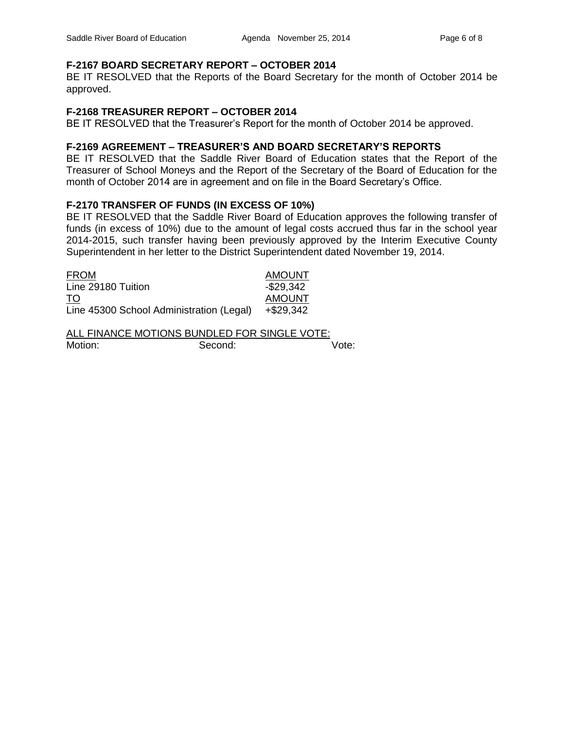### F-2167 BOARD SECRETARY REPORT – OCTOBER 2014

BE IT RESOLVED that the Reports of the Board Secretary for the month of October 2014 be approved.

### F-2168 TREASURER REPORT – OCTOBER 2014

BE IT RESOLVED that the Treasurer's Report for the month of October 2014 be approved.

### F-2169 AGREEMENT – TREASURER'S AND BOARD SECRETARY'S REPORTS

BE IT RESOLVED that the Saddle River Board of Education states that the Report of the Treasurer of School Moneys and the Report of the Secretary of the Board of Education for the month of October 2014 are in agreement and on file in the Board Secretary's Office.

### F-2170 TRANSFER OF FUNDS (IN EXCESS OF 10%)

BE IT RESOLVED that the Saddle River Board of Education approves the following transfer of funds (in excess of 10%) due to the amount of legal costs accrued thus far in the school year 2014-2015, such transfer having been previously approved by the Interim Executive County Superintendent in her letter to the District Superintendent dated November 19, 2014.

| FROM | AMOUNT |
| --- | --- |
| Line 29180 Tuition | -$29,342 |
| TO | AMOUNT |
| Line 45300 School Administration (Legal) | +$29,342 |

ALL FINANCE MOTIONS BUNDLED FOR SINGLE VOTE:

Motion: Second: Vote: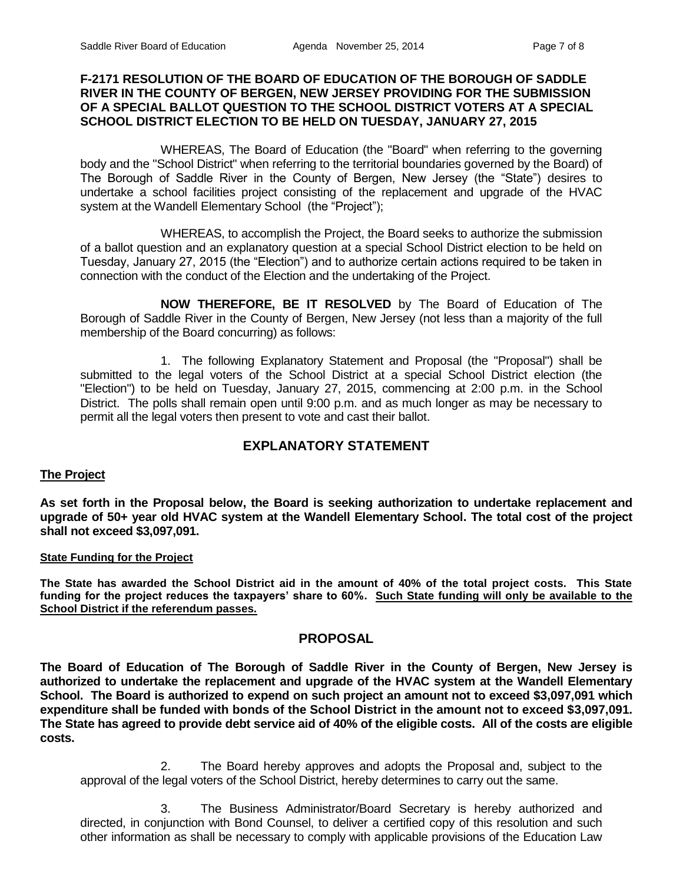**F-2171 RESOLUTION OF THE BOARD OF EDUCATION OF THE BOROUGH OF SADDLE RIVER IN THE COUNTY OF BERGEN, NEW JERSEY PROVIDING FOR THE SUBMISSION OF A SPECIAL BALLOT QUESTION TO THE SCHOOL DISTRICT VOTERS AT A SPECIAL SCHOOL DISTRICT ELECTION TO BE HELD ON TUESDAY, JANUARY 27, 2015**

WHEREAS, The Board of Education (the "Board" when referring to the governing body and the "School District" when referring to the territorial boundaries governed by the Board) of The Borough of Saddle River in the County of Bergen, New Jersey (the "State") desires to undertake a school facilities project consisting of the replacement and upgrade of the HVAC system at the Wandell Elementary School (the "Project");

WHEREAS, to accomplish the Project, the Board seeks to authorize the submission of a ballot question and an explanatory question at a special School District election to be held on Tuesday, January 27, 2015 (the "Election") and to authorize certain actions required to be taken in connection with the conduct of the Election and the undertaking of the Project.

**NOW THEREFORE, BE IT RESOLVED** by The Board of Education of The Borough of Saddle River in the County of Bergen, New Jersey (not less than a majority of the full membership of the Board concurring) as follows:

1. The following Explanatory Statement and Proposal (the "Proposal") shall be submitted to the legal voters of the School District at a special School District election (the "Election") to be held on Tuesday, January 27, 2015, commencing at 2:00 p.m. in the School District. The polls shall remain open until 9:00 p.m. and as much longer as may be necessary to permit all the legal voters then present to vote and cast their ballot.

## EXPLANATORY STATEMENT

**The Project**

**As set forth in the Proposal below, the Board is seeking authorization to undertake replacement and upgrade of 50+ year old HVAC system at the Wandell Elementary School. The total cost of the project shall not exceed $3,097,091.**

**State Funding for the Project**

**The State has awarded the School District aid in the amount of 40% of the total project costs. This State funding for the project reduces the taxpayers' share to 60%. Such State funding will only be available to the School District if the referendum passes.**

## PROPOSAL

**The Board of Education of The Borough of Saddle River in the County of Bergen, New Jersey is authorized to undertake the replacement and upgrade of the HVAC system at the Wandell Elementary School. The Board is authorized to expend on such project an amount not to exceed $3,097,091 which expenditure shall be funded with bonds of the School District in the amount not to exceed $3,097,091. The State has agreed to provide debt service aid of 40% of the eligible costs. All of the costs are eligible costs.**

2. The Board hereby approves and adopts the Proposal and, subject to the approval of the legal voters of the School District, hereby determines to carry out the same.

3. The Business Administrator/Board Secretary is hereby authorized and directed, in conjunction with Bond Counsel, to deliver a certified copy of this resolution and such other information as shall be necessary to comply with applicable provisions of the Education Law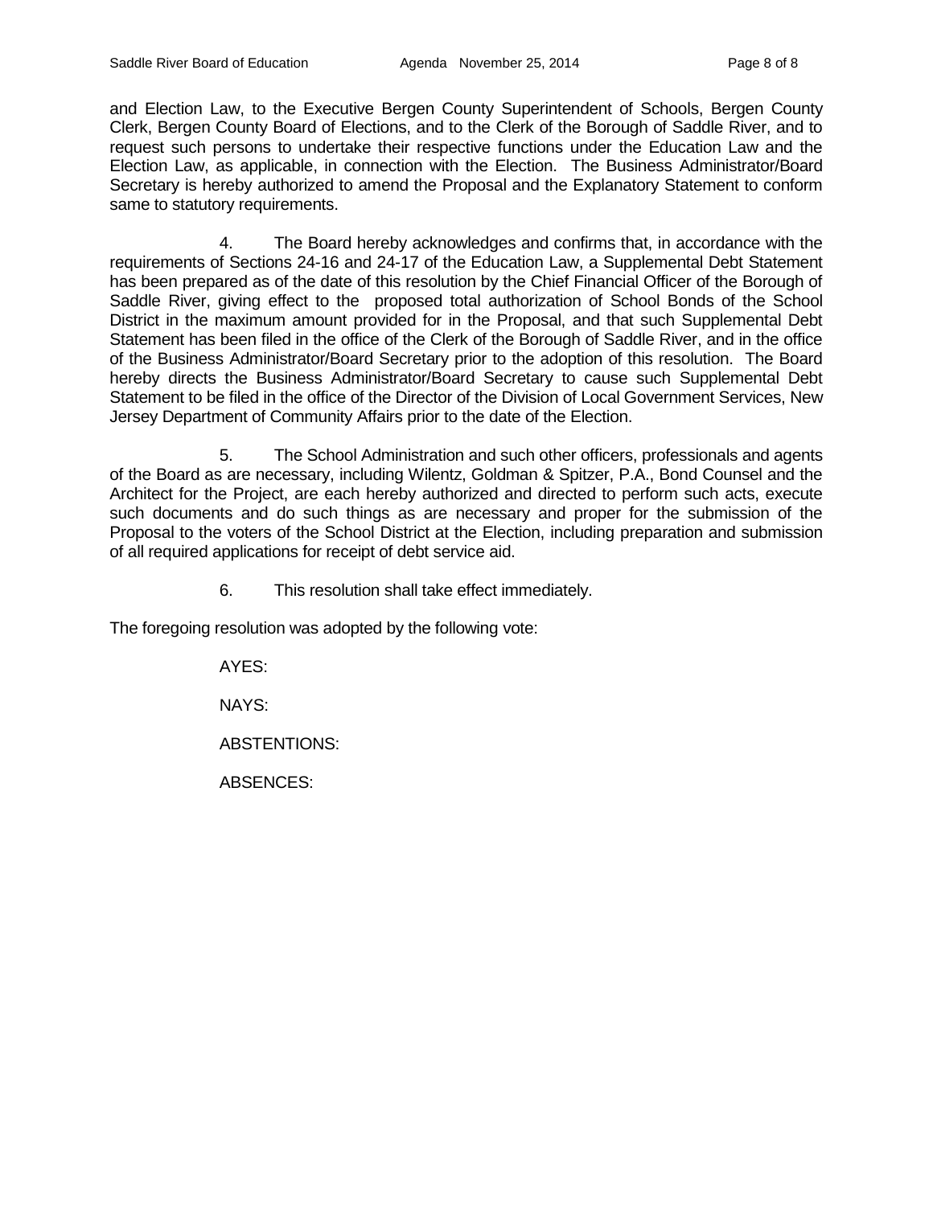and Election Law, to the Executive Bergen County Superintendent of Schools, Bergen County Clerk, Bergen County Board of Elections, and to the Clerk of the Borough of Saddle River, and to request such persons to undertake their respective functions under the Education Law and the Election Law, as applicable, in connection with the Election. The Business Administrator/Board Secretary is hereby authorized to amend the Proposal and the Explanatory Statement to conform same to statutory requirements.

4. The Board hereby acknowledges and confirms that, in accordance with the requirements of Sections 24-16 and 24-17 of the Education Law, a Supplemental Debt Statement has been prepared as of the date of this resolution by the Chief Financial Officer of the Borough of Saddle River, giving effect to the proposed total authorization of School Bonds of the School District in the maximum amount provided for in the Proposal, and that such Supplemental Debt Statement has been filed in the office of the Clerk of the Borough of Saddle River, and in the office of the Business Administrator/Board Secretary prior to the adoption of this resolution. The Board hereby directs the Business Administrator/Board Secretary to cause such Supplemental Debt Statement to be filed in the office of the Director of the Division of Local Government Services, New Jersey Department of Community Affairs prior to the date of the Election.

5. The School Administration and such other officers, professionals and agents of the Board as are necessary, including Wilentz, Goldman & Spitzer, P.A., Bond Counsel and the Architect for the Project, are each hereby authorized and directed to perform such acts, execute such documents and do such things as are necessary and proper for the submission of the Proposal to the voters of the School District at the Election, including preparation and submission of all required applications for receipt of debt service aid.

6. This resolution shall take effect immediately.

The foregoing resolution was adopted by the following vote:

AYES:

NAYS:

ABSTENTIONS:

ABSENCES: